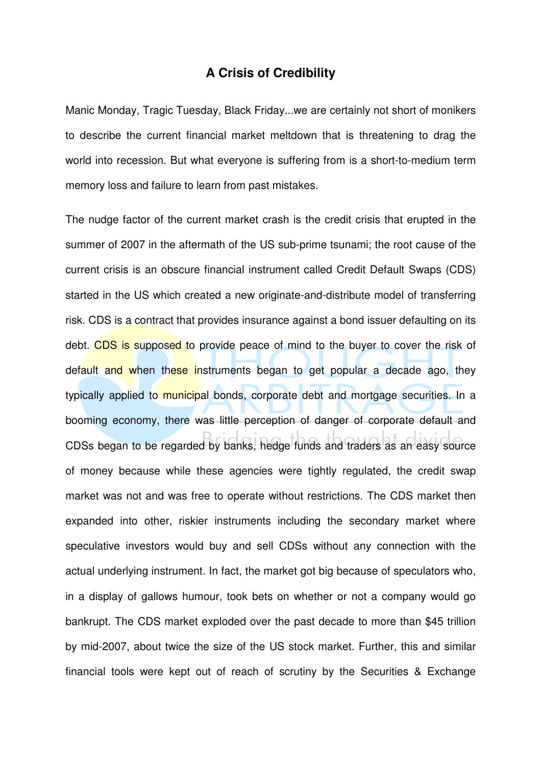# A Crisis of Credibility

Manic Monday, Tragic Tuesday, Black Friday...we are certainly not short of monikers to describe the current financial market meltdown that is threatening to drag the world into recession. But what everyone is suffering from is a short-to-medium term memory loss and failure to learn from past mistakes.

The nudge factor of the current market crash is the credit crisis that erupted in the summer of 2007 in the aftermath of the US sub-prime tsunami; the root cause of the current crisis is an obscure financial instrument called Credit Default Swaps (CDS) started in the US which created a new originate-and-distribute model of transferring risk. CDS is a contract that provides insurance against a bond issuer defaulting on its debt. CDS is supposed to provide peace of mind to the buyer to cover the risk of default and when these instruments began to get popular a decade ago, they typically applied to municipal bonds, corporate debt and mortgage securities. In a booming economy, there was little perception of danger of corporate default and CDSs began to be regarded by banks, hedge funds and traders as an easy source of money because while these agencies were tightly regulated, the credit swap market was not and was free to operate without restrictions. The CDS market then expanded into other, riskier instruments including the secondary market where speculative investors would buy and sell CDSs without any connection with the actual underlying instrument. In fact, the market got big because of speculators who, in a display of gallows humour, took bets on whether or not a company would go bankrupt. The CDS market exploded over the past decade to more than $45 trillion by mid-2007, about twice the size of the US stock market. Further, this and similar financial tools were kept out of reach of scrutiny by the Securities & Exchange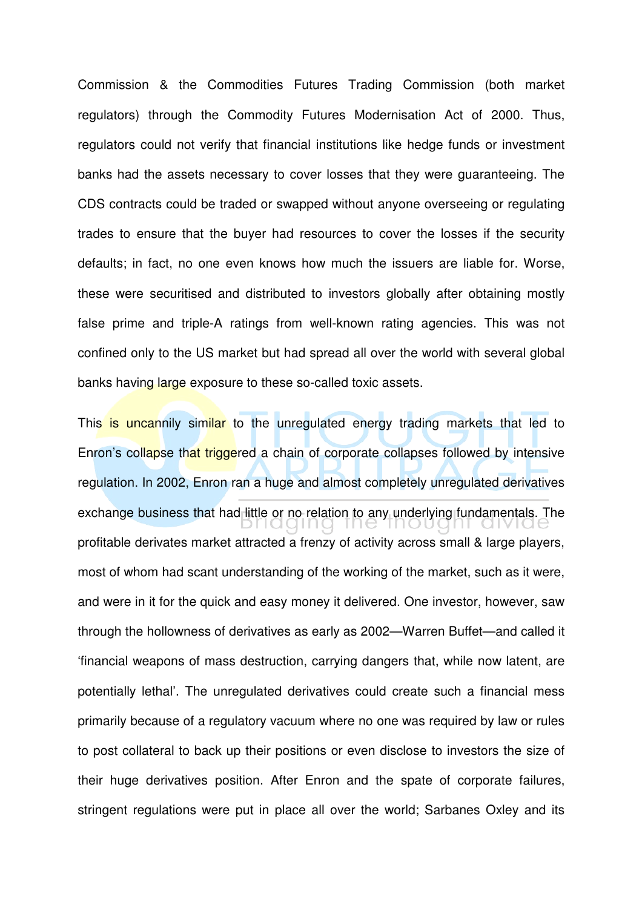Commission & the Commodities Futures Trading Commission (both market regulators) through the Commodity Futures Modernisation Act of 2000. Thus, regulators could not verify that financial institutions like hedge funds or investment banks had the assets necessary to cover losses that they were guaranteeing. The CDS contracts could be traded or swapped without anyone overseeing or regulating trades to ensure that the buyer had resources to cover the losses if the security defaults; in fact, no one even knows how much the issuers are liable for. Worse, these were securitised and distributed to investors globally after obtaining mostly false prime and triple-A ratings from well-known rating agencies. This was not confined only to the US market but had spread all over the world with several global banks having large exposure to these so-called toxic assets.

This is uncannily similar to the unregulated energy trading markets that led to Enron's collapse that triggered a chain of corporate collapses followed by intensive regulation. In 2002, Enron ran a huge and almost completely unregulated derivatives exchange business that had little or no relation to any underlying fundamentals. The profitable derivates market attracted a frenzy of activity across small & large players, most of whom had scant understanding of the working of the market, such as it were, and were in it for the quick and easy money it delivered. One investor, however, saw through the hollowness of derivatives as early as 2002—Warren Buffet—and called it 'financial weapons of mass destruction, carrying dangers that, while now latent, are potentially lethal'. The unregulated derivatives could create such a financial mess primarily because of a regulatory vacuum where no one was required by law or rules to post collateral to back up their positions or even disclose to investors the size of their huge derivatives position. After Enron and the spate of corporate failures, stringent regulations were put in place all over the world; Sarbanes Oxley and its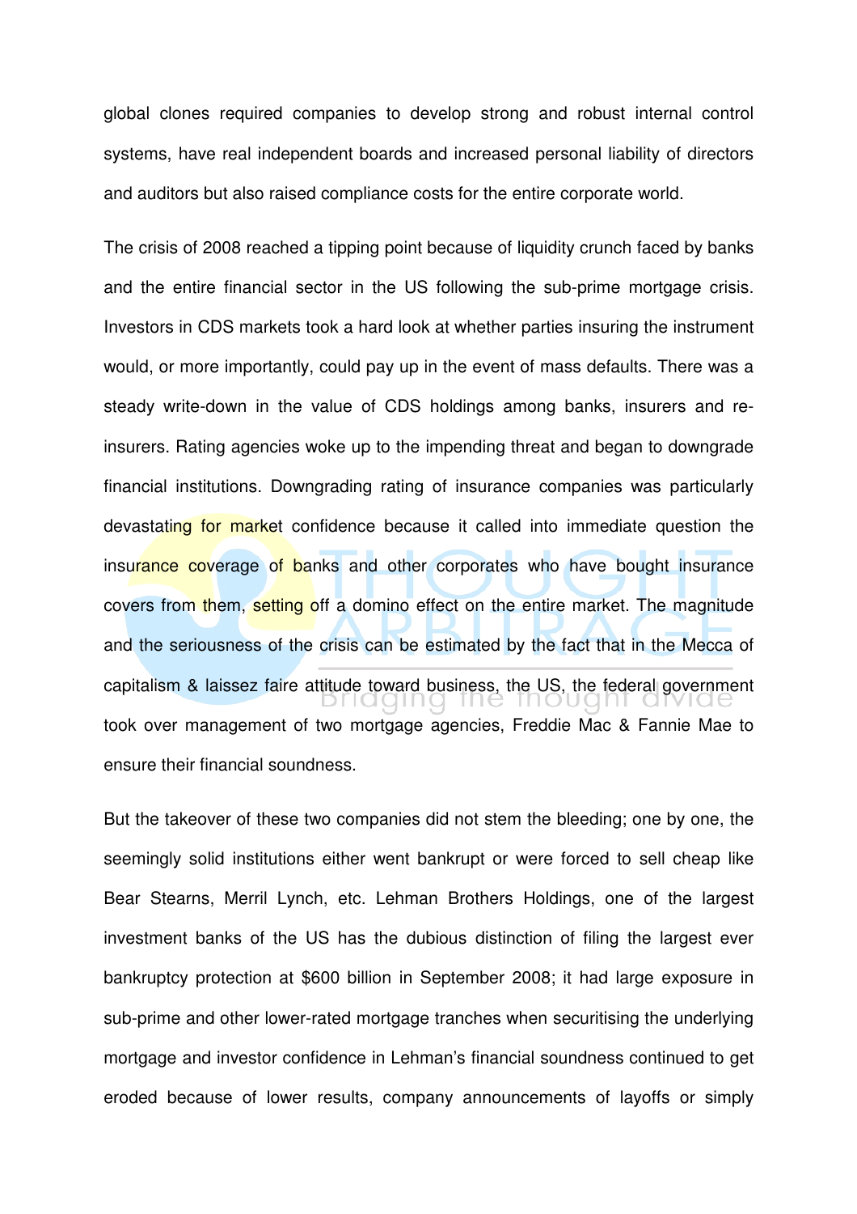global clones required companies to develop strong and robust internal control systems, have real independent boards and increased personal liability of directors and auditors but also raised compliance costs for the entire corporate world.

The crisis of 2008 reached a tipping point because of liquidity crunch faced by banks and the entire financial sector in the US following the sub-prime mortgage crisis. Investors in CDS markets took a hard look at whether parties insuring the instrument would, or more importantly, could pay up in the event of mass defaults. There was a steady write-down in the value of CDS holdings among banks, insurers and re-insurers. Rating agencies woke up to the impending threat and began to downgrade financial institutions. Downgrading rating of insurance companies was particularly devastating for market confidence because it called into immediate question the insurance coverage of banks and other corporates who have bought insurance covers from them, setting off a domino effect on the entire market. The magnitude and the seriousness of the crisis can be estimated by the fact that in the Mecca of capitalism & laissez faire attitude toward business, the US, the federal government took over management of two mortgage agencies, Freddie Mac & Fannie Mae to ensure their financial soundness.

But the takeover of these two companies did not stem the bleeding; one by one, the seemingly solid institutions either went bankrupt or were forced to sell cheap like Bear Stearns, Merril Lynch, etc. Lehman Brothers Holdings, one of the largest investment banks of the US has the dubious distinction of filing the largest ever bankruptcy protection at $600 billion in September 2008; it had large exposure in sub-prime and other lower-rated mortgage tranches when securitising the underlying mortgage and investor confidence in Lehman's financial soundness continued to get eroded because of lower results, company announcements of layoffs or simply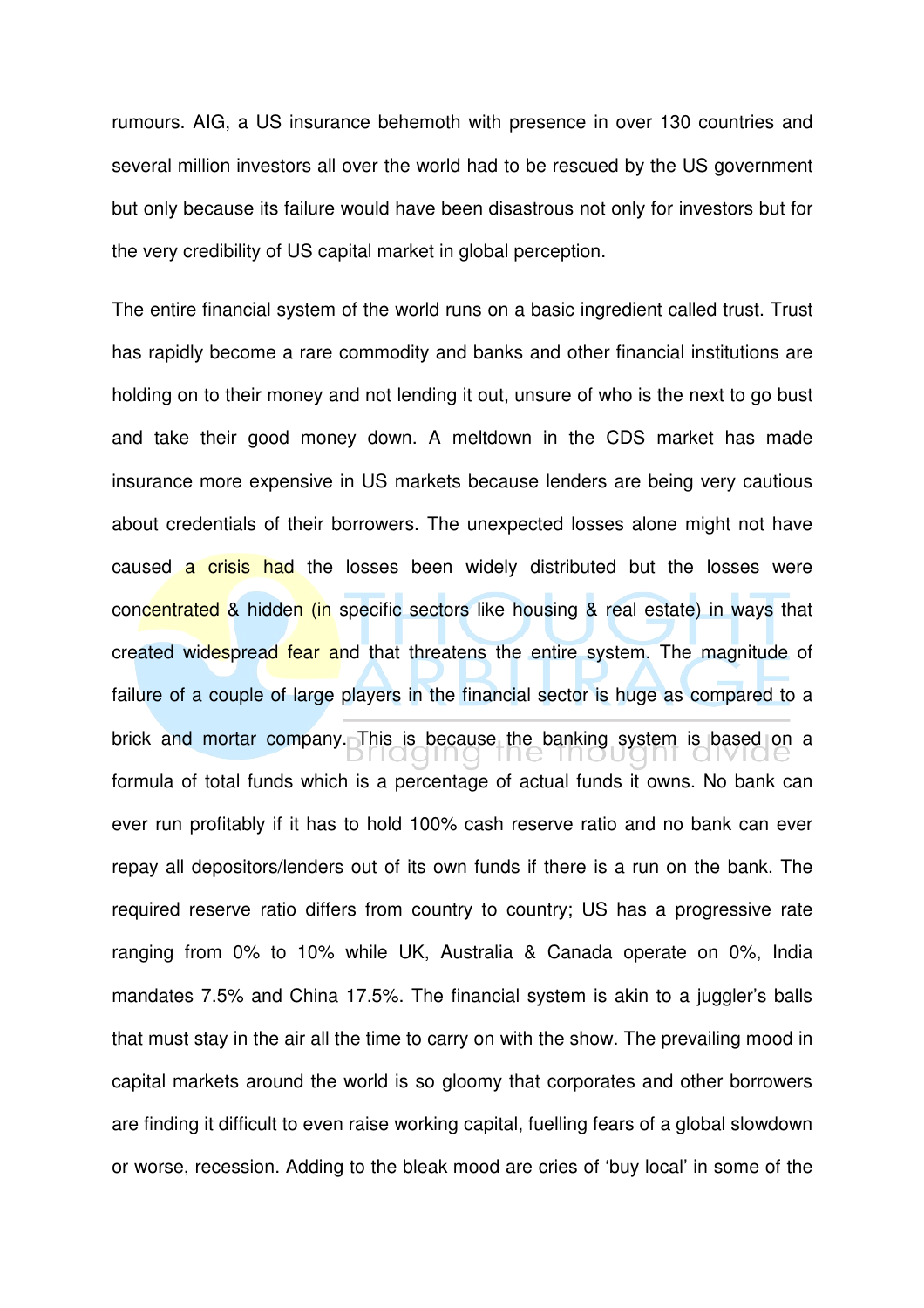rumours. AIG, a US insurance behemoth with presence in over 130 countries and several million investors all over the world had to be rescued by the US government but only because its failure would have been disastrous not only for investors but for the very credibility of US capital market in global perception.

The entire financial system of the world runs on a basic ingredient called trust. Trust has rapidly become a rare commodity and banks and other financial institutions are holding on to their money and not lending it out, unsure of who is the next to go bust and take their good money down. A meltdown in the CDS market has made insurance more expensive in US markets because lenders are being very cautious about credentials of their borrowers. The unexpected losses alone might not have caused a crisis had the losses been widely distributed but the losses were concentrated & hidden (in specific sectors like housing & real estate) in ways that created widespread fear and that threatens the entire system. The magnitude of failure of a couple of large players in the financial sector is huge as compared to a brick and mortar company. This is because the banking system is based on a formula of total funds which is a percentage of actual funds it owns. No bank can ever run profitably if it has to hold 100% cash reserve ratio and no bank can ever repay all depositors/lenders out of its own funds if there is a run on the bank. The required reserve ratio differs from country to country; US has a progressive rate ranging from 0% to 10% while UK, Australia & Canada operate on 0%, India mandates 7.5% and China 17.5%. The financial system is akin to a juggler's balls that must stay in the air all the time to carry on with the show. The prevailing mood in capital markets around the world is so gloomy that corporates and other borrowers are finding it difficult to even raise working capital, fuelling fears of a global slowdown or worse, recession. Adding to the bleak mood are cries of 'buy local' in some of the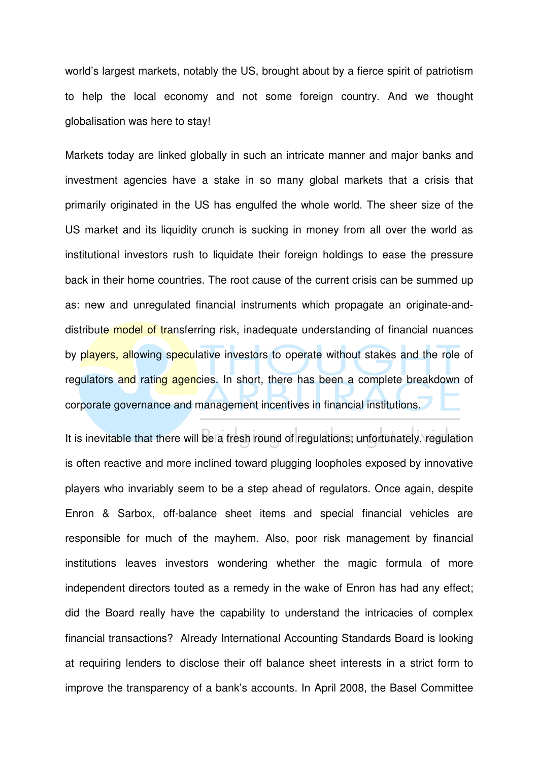world's largest markets, notably the US, brought about by a fierce spirit of patriotism to help the local economy and not some foreign country. And we thought globalisation was here to stay!

Markets today are linked globally in such an intricate manner and major banks and investment agencies have a stake in so many global markets that a crisis that primarily originated in the US has engulfed the whole world. The sheer size of the US market and its liquidity crunch is sucking in money from all over the world as institutional investors rush to liquidate their foreign holdings to ease the pressure back in their home countries. The root cause of the current crisis can be summed up as: new and unregulated financial instruments which propagate an originate-and-distribute model of transferring risk, inadequate understanding of financial nuances by players, allowing speculative investors to operate without stakes and the role of regulators and rating agencies. In short, there has been a complete breakdown of corporate governance and management incentives in financial institutions.

It is inevitable that there will be a fresh round of regulations; unfortunately, regulation is often reactive and more inclined toward plugging loopholes exposed by innovative players who invariably seem to be a step ahead of regulators. Once again, despite Enron & Sarbox, off-balance sheet items and special financial vehicles are responsible for much of the mayhem. Also, poor risk management by financial institutions leaves investors wondering whether the magic formula of more independent directors touted as a remedy in the wake of Enron has had any effect; did the Board really have the capability to understand the intricacies of complex financial transactions? Already International Accounting Standards Board is looking at requiring lenders to disclose their off balance sheet interests in a strict form to improve the transparency of a bank's accounts. In April 2008, the Basel Committee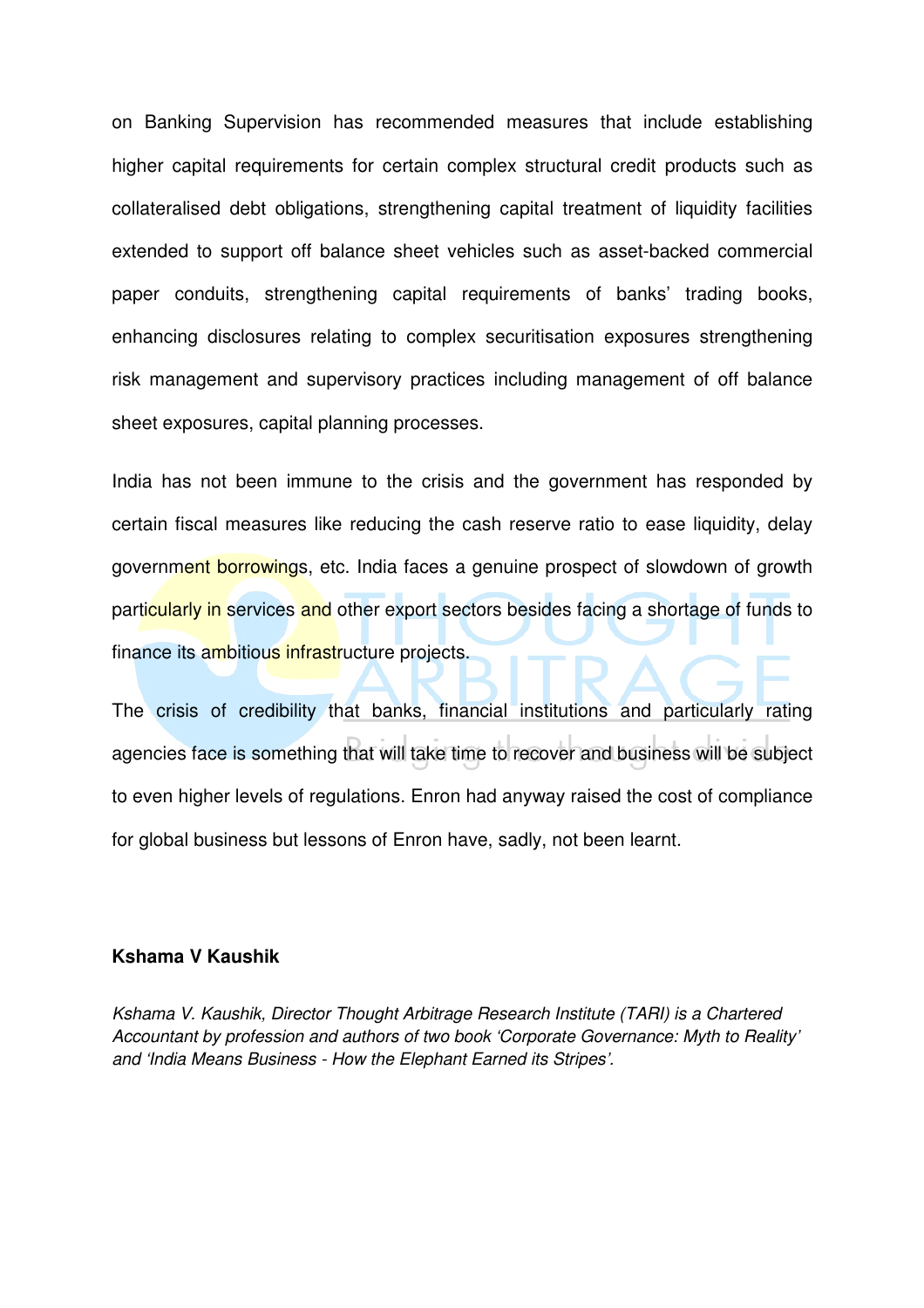on Banking Supervision has recommended measures that include establishing higher capital requirements for certain complex structural credit products such as collateralised debt obligations, strengthening capital treatment of liquidity facilities extended to support off balance sheet vehicles such as asset-backed commercial paper conduits, strengthening capital requirements of banks' trading books, enhancing disclosures relating to complex securitisation exposures strengthening risk management and supervisory practices including management of off balance sheet exposures, capital planning processes.

India has not been immune to the crisis and the government has responded by certain fiscal measures like reducing the cash reserve ratio to ease liquidity, delay government borrowings, etc. India faces a genuine prospect of slowdown of growth particularly in services and other export sectors besides facing a shortage of funds to finance its ambitious infrastructure projects.

The crisis of credibility that banks, financial institutions and particularly rating agencies face is something that will take time to recover and business will be subject to even higher levels of regulations. Enron had anyway raised the cost of compliance for global business but lessons of Enron have, sadly, not been learnt.

**Kshama V Kaushik**

*Kshama V. Kaushik, Director Thought Arbitrage Research Institute (TARI) is a Chartered Accountant by profession and authors of two book 'Corporate Governance: Myth to Reality' and 'India Means Business - How the Elephant Earned its Stripes'.*